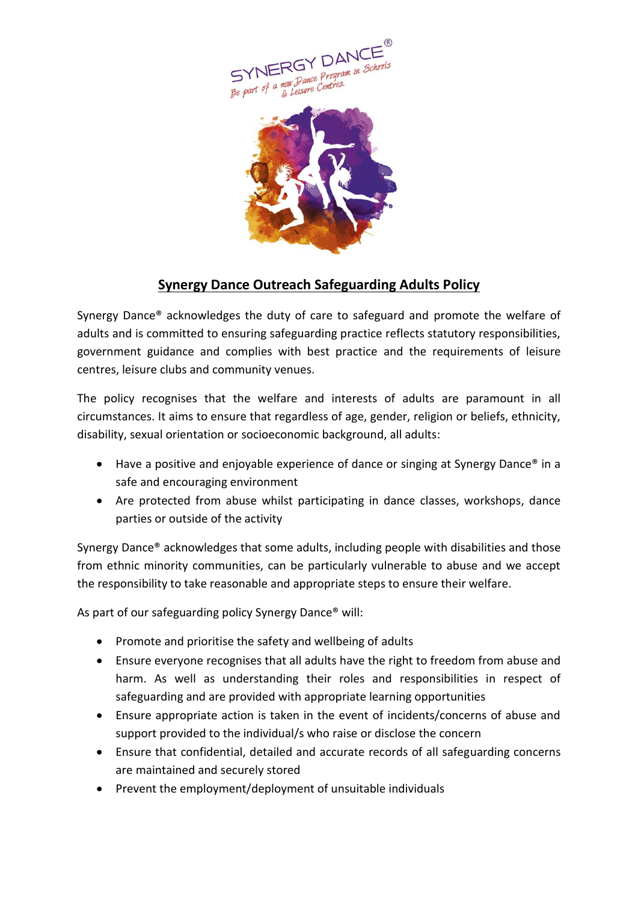## Synergy Dance Outreach Safeguarding Adults Policy

Synergy Dance® acknowledges the duty of care to safeguard and promote the welfare of adults and is committed to ensuring safeguarding practice reflects statutory responsibilities, government guidance and complies with best practice and the requirements of leisure centres, leisure clubs and community venues.

The policy recognises that the welfare and interests of adults are paramount in all circumstances. It aims to ensure that regardless of age, gender, religion or beliefs, ethnicity, disability, sexual orientation or socioeconomic background, all adults:

- Have a positive and enjoyable experience of dance or singing at Synergy Dance® in a safe and encouraging environment
- Are protected from abuse whilst participating in dance classes, workshops, dance parties or outside of the activity

Synergy Dance® acknowledges that some adults, including people with disabilities and those from ethnic minority communities, can be particularly vulnerable to abuse and we accept the responsibility to take reasonable and appropriate steps to ensure their welfare.

As part of our safeguarding policy Synergy Dance® will:

- Promote and prioritise the safety and wellbeing of adults
- Ensure everyone recognises that all adults have the right to freedom from abuse and harm. As well as understanding their roles and responsibilities in respect of safeguarding and are provided with appropriate learning opportunities
- Ensure appropriate action is taken in the event of incidents/concerns of abuse and support provided to the individual/s who raise or disclose the concern
- Ensure that confidential, detailed and accurate records of all safeguarding concerns are maintained and securely stored
- Prevent the employment/deployment of unsuitable individuals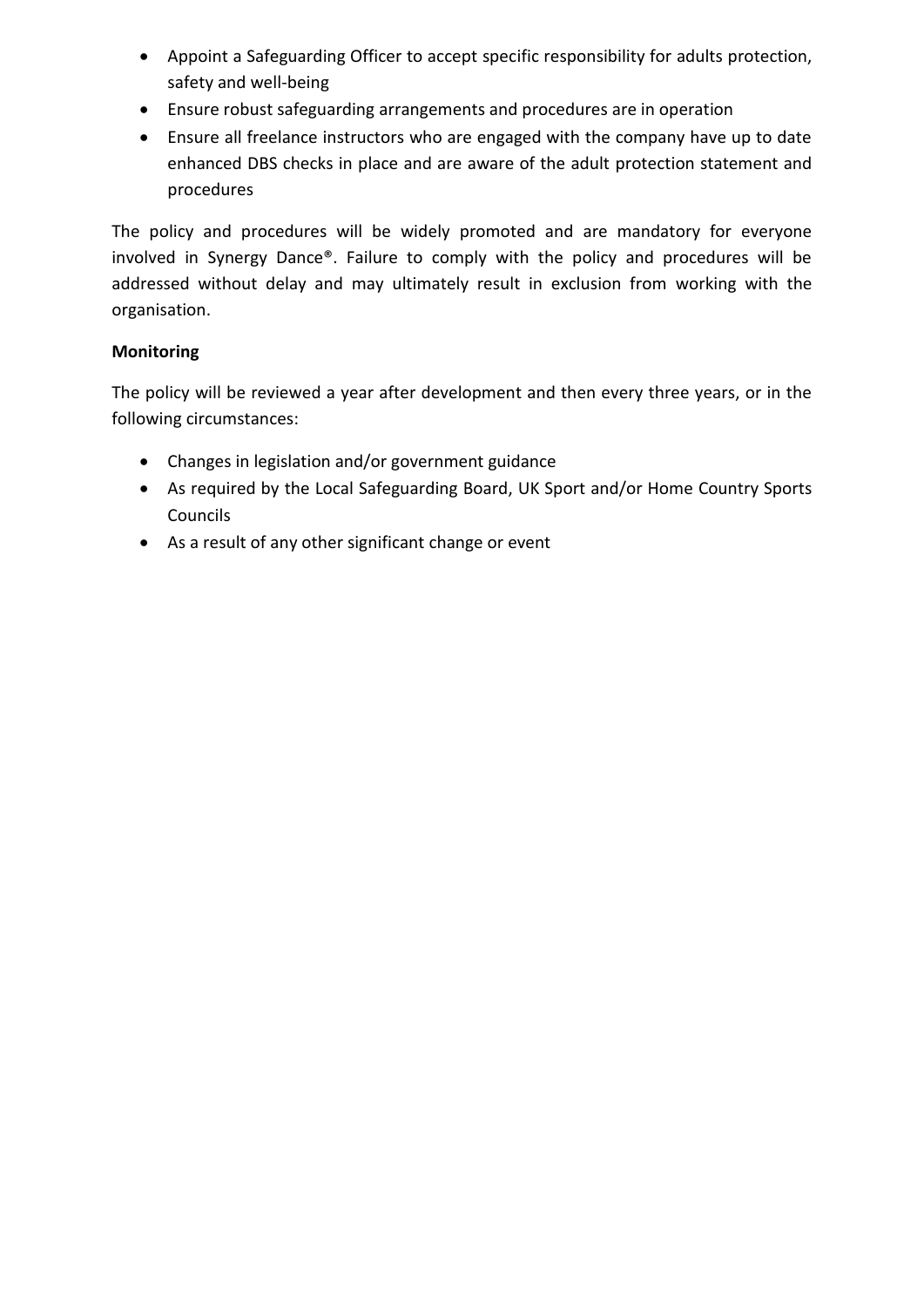- Appoint a Safeguarding Officer to accept specific responsibility for adults protection, safety and well-being
- Ensure robust safeguarding arrangements and procedures are in operation
- Ensure all freelance instructors who are engaged with the company have up to date enhanced DBS checks in place and are aware of the adult protection statement and procedures

The policy and procedures will be widely promoted and are mandatory for everyone involved in Synergy Dance®. Failure to comply with the policy and procedures will be addressed without delay and may ultimately result in exclusion from working with the organisation.

**Monitoring**

The policy will be reviewed a year after development and then every three years, or in the following circumstances:

- Changes in legislation and/or government guidance
- As required by the Local Safeguarding Board, UK Sport and/or Home Country Sports Councils
- As a result of any other significant change or event